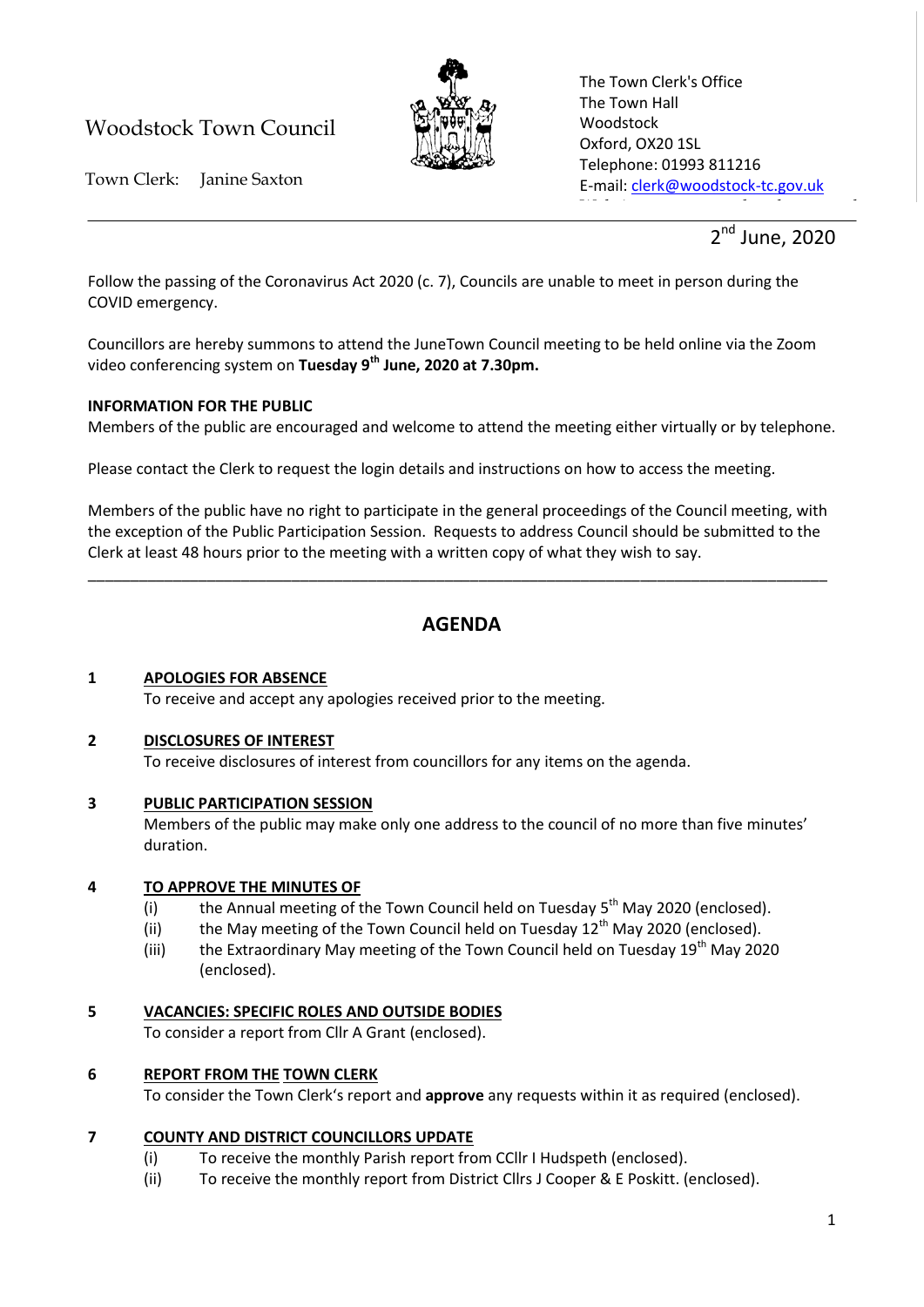Woodstock Town Council

Town Clerk: Janine Saxton

The Town Clerk's Office
The Town Hall
Woodstock
Oxford, OX20 1SL
Telephone: 01993 811216
E-mail: clerk@woodstock-tc.gov.uk

2nd June, 2020

Follow the passing of the Coronavirus Act 2020 (c. 7), Councils are unable to meet in person during the COVID emergency.

Councillors are hereby summons to attend the JuneTown Council meeting to be held online via the Zoom video conferencing system on **Tuesday 9th June, 2020 at 7.30pm.**

**INFORMATION FOR THE PUBLIC**

Members of the public are encouraged and welcome to attend the meeting either virtually or by telephone.

Please contact the Clerk to request the login details and instructions on how to access the meeting.

Members of the public have no right to participate in the general proceedings of the Council meeting, with the exception of the Public Participation Session. Requests to address Council should be submitted to the Clerk at least 48 hours prior to the meeting with a written copy of what they wish to say.

---

# AGENDA

**1 APOLOGIES FOR ABSENCE**

To receive and accept any apologies received prior to the meeting.

**2 DISCLOSURES OF INTEREST**

To receive disclosures of interest from councillors for any items on the agenda.

**3 PUBLIC PARTICIPATION SESSION**

Members of the public may make only one address to the council of no more than five minutes' duration.

**4 TO APPROVE THE MINUTES OF**

- (i) the Annual meeting of the Town Council held on Tuesday 5th May 2020 (enclosed).
- (ii) the May meeting of the Town Council held on Tuesday 12th May 2020 (enclosed).
- (iii) the Extraordinary May meeting of the Town Council held on Tuesday 19th May 2020 (enclosed).

**5 VACANCIES: SPECIFIC ROLES AND OUTSIDE BODIES**

To consider a report from Cllr A Grant (enclosed).

**6 REPORT FROM THE TOWN CLERK**

To consider the Town Clerk's report and **approve** any requests within it as required (enclosed).

**7 COUNTY AND DISTRICT COUNCILLORS UPDATE**

- (i) To receive the monthly Parish report from CCllr I Hudspeth (enclosed).
- (ii) To receive the monthly report from District Cllrs J Cooper & E Poskitt. (enclosed).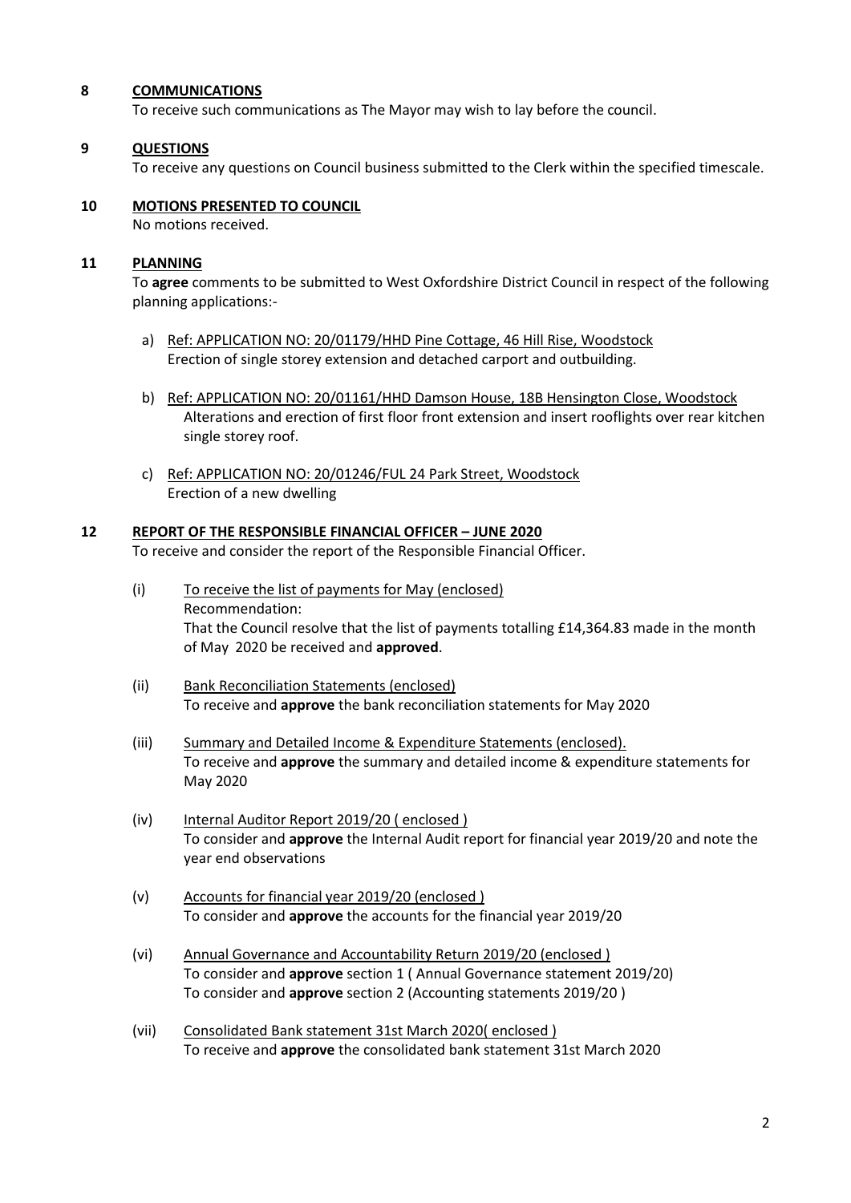## 8 COMMUNICATIONS

To receive such communications as The Mayor may wish to lay before the council.

## 9 QUESTIONS

To receive any questions on Council business submitted to the Clerk within the specified timescale.

## 10 MOTIONS PRESENTED TO COUNCIL

No motions received.

## 11 PLANNING

To **agree** comments to be submitted to West Oxfordshire District Council in respect of the following planning applications:-

a) Ref: APPLICATION NO: 20/01179/HHD Pine Cottage, 46 Hill Rise, Woodstock
   Erection of single storey extension and detached carport and outbuilding.

b) Ref: APPLICATION NO: 20/01161/HHD Damson House, 18B Hensington Close, Woodstock
   Alterations and erection of first floor front extension and insert rooflights over rear kitchen single storey roof.

c) Ref: APPLICATION NO: 20/01246/FUL 24 Park Street, Woodstock
   Erection of a new dwelling

## 12 REPORT OF THE RESPONSIBLE FINANCIAL OFFICER – JUNE 2020

To receive and consider the report of the Responsible Financial Officer.

(i) To receive the list of payments for May (enclosed)
   Recommendation:
   That the Council resolve that the list of payments totalling £14,364.83 made in the month of May 2020 be received and **approved**.

(ii) Bank Reconciliation Statements (enclosed)
   To receive and **approve** the bank reconciliation statements for May 2020

(iii) Summary and Detailed Income & Expenditure Statements (enclosed).
   To receive and **approve** the summary and detailed income & expenditure statements for May 2020

(iv) Internal Auditor Report 2019/20 ( enclosed )
   To consider and **approve** the Internal Audit report for financial year 2019/20 and note the year end observations

(v) Accounts for financial year 2019/20 (enclosed )
   To consider and **approve** the accounts for the financial year 2019/20

(vi) Annual Governance and Accountability Return 2019/20 (enclosed )
   To consider and **approve** section 1 ( Annual Governance statement 2019/20)
   To consider and **approve** section 2 (Accounting statements 2019/20 )

(vii) Consolidated Bank statement 31st March 2020( enclosed )
   To receive and **approve** the consolidated bank statement 31st March 2020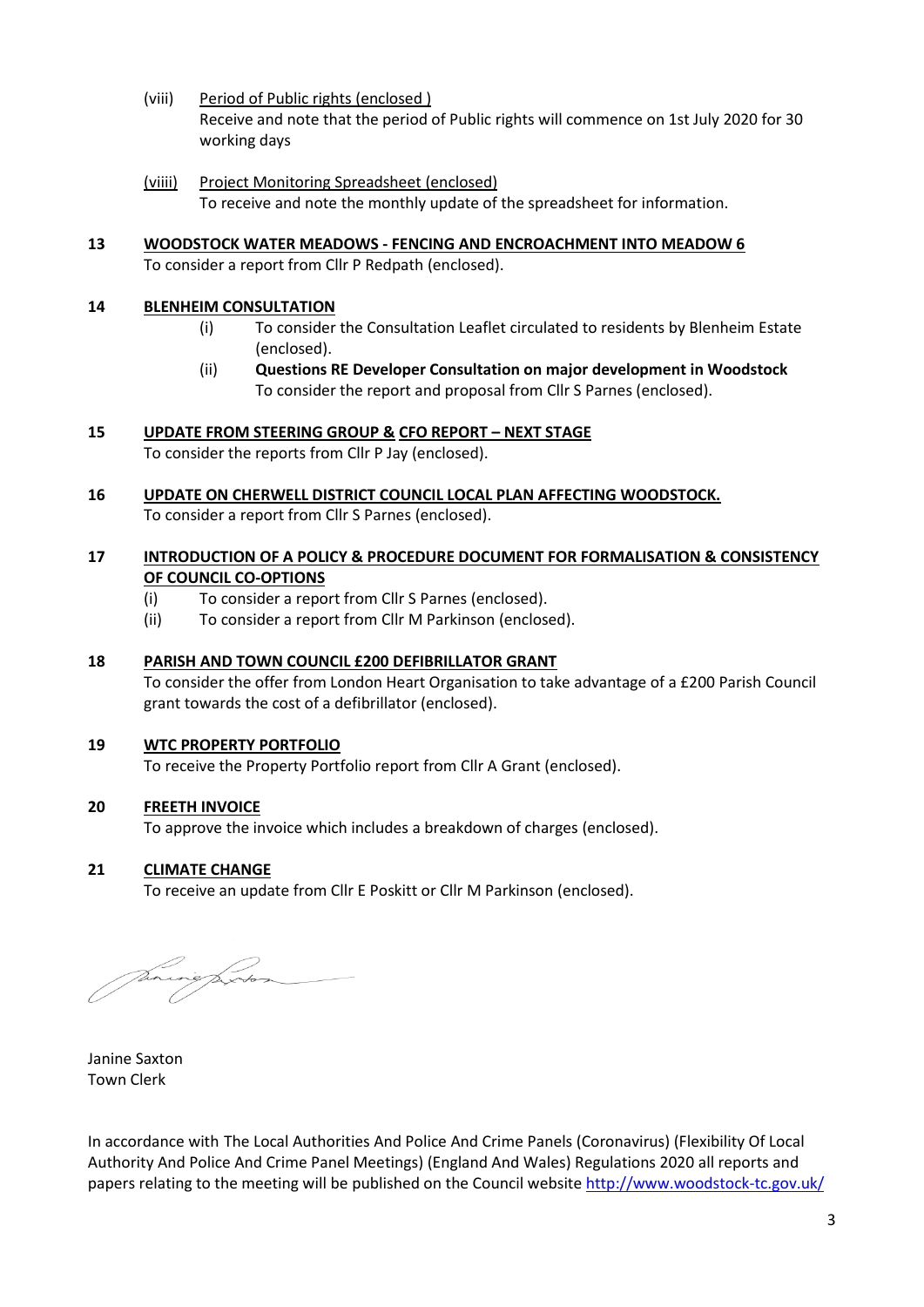(viii) Period of Public rights (enclosed )
Receive and note that the period of Public rights will commence on 1st July 2020 for 30 working days

(viiii) Project Monitoring Spreadsheet (enclosed)
To receive and note the monthly update of the spreadsheet for information.

**13 WOODSTOCK WATER MEADOWS - FENCING AND ENCROACHMENT INTO MEADOW 6**
To consider a report from Cllr P Redpath (enclosed).

**14 BLENHEIM CONSULTATION**

(i) To consider the Consultation Leaflet circulated to residents by Blenheim Estate (enclosed).

(ii) **Questions RE Developer Consultation on major development in Woodstock**
To consider the report and proposal from Cllr S Parnes (enclosed).

**15 UPDATE FROM STEERING GROUP & CFO REPORT – NEXT STAGE**
To consider the reports from Cllr P Jay (enclosed).

**16 UPDATE ON CHERWELL DISTRICT COUNCIL LOCAL PLAN AFFECTING WOODSTOCK.**
To consider a report from Cllr S Parnes (enclosed).

**17 INTRODUCTION OF A POLICY & PROCEDURE DOCUMENT FOR FORMALISATION & CONSISTENCY OF COUNCIL CO-OPTIONS**

(i) To consider a report from Cllr S Parnes (enclosed).

(ii) To consider a report from Cllr M Parkinson (enclosed).

**18 PARISH AND TOWN COUNCIL £200 DEFIBRILLATOR GRANT**
To consider the offer from London Heart Organisation to take advantage of a £200 Parish Council grant towards the cost of a defibrillator (enclosed).

**19 WTC PROPERTY PORTFOLIO**
To receive the Property Portfolio report from Cllr A Grant (enclosed).

**20 FREETH INVOICE**
To approve the invoice which includes a breakdown of charges (enclosed).

**21 CLIMATE CHANGE**
To receive an update from Cllr E Poskitt or Cllr M Parkinson (enclosed).

Janine Saxton
Town Clerk

In accordance with The Local Authorities And Police And Crime Panels (Coronavirus) (Flexibility Of Local Authority And Police And Crime Panel Meetings) (England And Wales) Regulations 2020 all reports and papers relating to the meeting will be published on the Council website http://www.woodstock-tc.gov.uk/